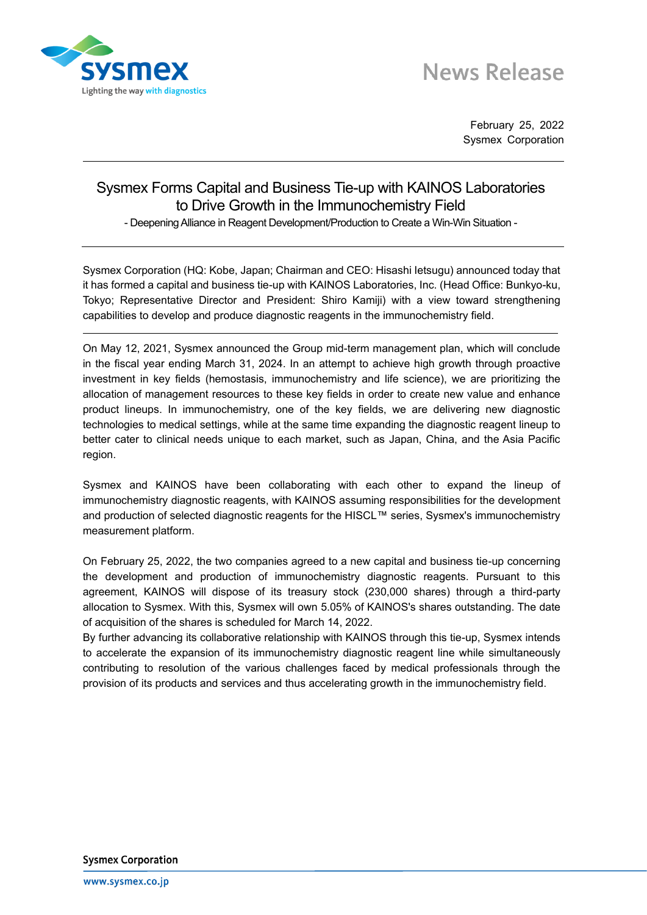News Release

February 25, 2022
Sysmex Corporation

# Sysmex Forms Capital and Business Tie-up with KAINOS Laboratories to Drive Growth in the Immunochemistry Field

- Deepening Alliance in Reagent Development/Production to Create a Win-Win Situation -

Sysmex Corporation (HQ: Kobe, Japan; Chairman and CEO: Hisashi Ietsugu) announced today that it has formed a capital and business tie-up with KAINOS Laboratories, Inc. (Head Office: Bunkyo-ku, Tokyo; Representative Director and President: Shiro Kamiji) with a view toward strengthening capabilities to develop and produce diagnostic reagents in the immunochemistry field.

---

On May 12, 2021, Sysmex announced the Group mid-term management plan, which will conclude in the fiscal year ending March 31, 2024. In an attempt to achieve high growth through proactive investment in key fields (hemostasis, immunochemistry and life science), we are prioritizing the allocation of management resources to these key fields in order to create new value and enhance product lineups. In immunochemistry, one of the key fields, we are delivering new diagnostic technologies to medical settings, while at the same time expanding the diagnostic reagent lineup to better cater to clinical needs unique to each market, such as Japan, China, and the Asia Pacific region.

Sysmex and KAINOS have been collaborating with each other to expand the lineup of immunochemistry diagnostic reagents, with KAINOS assuming responsibilities for the development and production of selected diagnostic reagents for the HISCL™ series, Sysmex's immunochemistry measurement platform.

On February 25, 2022, the two companies agreed to a new capital and business tie-up concerning the development and production of immunochemistry diagnostic reagents. Pursuant to this agreement, KAINOS will dispose of its treasury stock (230,000 shares) through a third-party allocation to Sysmex. With this, Sysmex will own 5.05% of KAINOS's shares outstanding. The date of acquisition of the shares is scheduled for March 14, 2022.
By further advancing its collaborative relationship with KAINOS through this tie-up, Sysmex intends to accelerate the expansion of its immunochemistry diagnostic reagent line while simultaneously contributing to resolution of the various challenges faced by medical professionals through the provision of its products and services and thus accelerating growth in the immunochemistry field.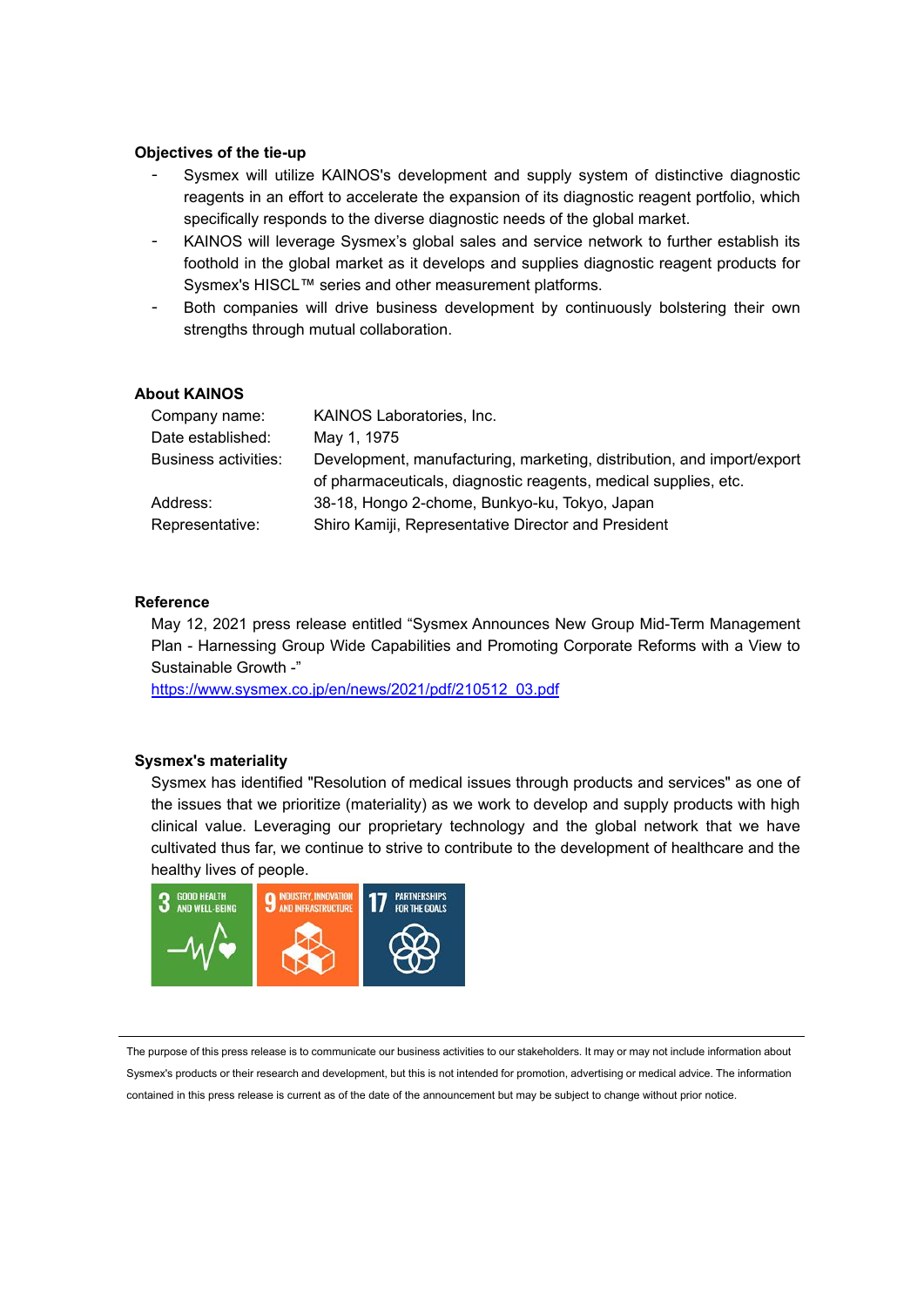**Objectives of the tie-up**

- Sysmex will utilize KAINOS's development and supply system of distinctive diagnostic reagents in an effort to accelerate the expansion of its diagnostic reagent portfolio, which specifically responds to the diverse diagnostic needs of the global market.
- KAINOS will leverage Sysmex's global sales and service network to further establish its foothold in the global market as it develops and supplies diagnostic reagent products for Sysmex's HISCL™ series and other measurement platforms.
- Both companies will drive business development by continuously bolstering their own strengths through mutual collaboration.

**About KAINOS**

| | |
|---|---|
| Company name: | KAINOS Laboratories, Inc. |
| Date established: | May 1, 1975 |
| Business activities: | Development, manufacturing, marketing, distribution, and import/export of pharmaceuticals, diagnostic reagents, medical supplies, etc. |
| Address: | 38-18, Hongo 2-chome, Bunkyo-ku, Tokyo, Japan |
| Representative: | Shiro Kamiji, Representative Director and President |

**Reference**

May 12, 2021 press release entitled "Sysmex Announces New Group Mid-Term Management Plan - Harnessing Group Wide Capabilities and Promoting Corporate Reforms with a View to Sustainable Growth -"
https://www.sysmex.co.jp/en/news/2021/pdf/210512_03.pdf

**Sysmex's materiality**

Sysmex has identified "Resolution of medical issues through products and services" as one of the issues that we prioritize (materiality) as we work to develop and supply products with high clinical value. Leveraging our proprietary technology and the global network that we have cultivated thus far, we continue to strive to contribute to the development of healthcare and the healthy lives of people.

3 GOOD HEALTH AND WELL-BEING
9 INDUSTRY, INNOVATION AND INFRASTRUCTURE
17 PARTNERSHIPS FOR THE GOALS

The purpose of this press release is to communicate our business activities to our stakeholders. It may or may not include information about Sysmex's products or their research and development, but this is not intended for promotion, advertising or medical advice. The information contained in this press release is current as of the date of the announcement but may be subject to change without prior notice.